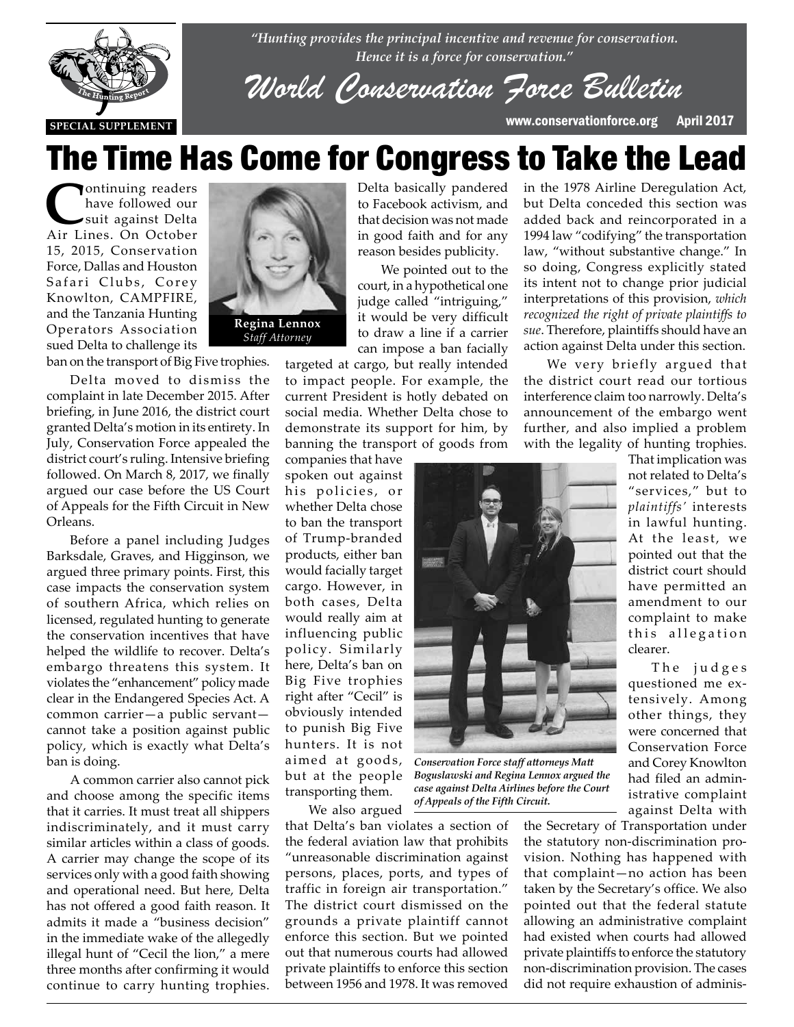*"Hunting provides the principal incentive and revenue for conservation. Hence it is a force for conservation."*

# World Conservation Force Bulletin

SPECIAL SUPPLEMENT

www.conservationforce.org April 2017

# The Time Has Come for Congress to Take the Lead

**Regina Lennox**
*Staff Attorney*

Continuing readers have followed our suit against Delta Air Lines. On October 15, 2015, Conservation Force, Dallas and Houston Safari Clubs, Corey Knowlton, CAMPFIRE, and the Tanzania Hunting Operators Association sued Delta to challenge its ban on the transport of Big Five trophies.

Delta moved to dismiss the complaint in late December 2015. After briefing, in June 2016, the district court granted Delta's motion in its entirety. In July, Conservation Force appealed the district court's ruling. Intensive briefing followed. On March 8, 2017, we finally argued our case before the US Court of Appeals for the Fifth Circuit in New Orleans.

Before a panel including Judges Barksdale, Graves, and Higginson, we argued three primary points. First, this case impacts the conservation system of southern Africa, which relies on licensed, regulated hunting to generate the conservation incentives that have helped the wildlife to recover. Delta's embargo threatens this system. It violates the "enhancement" policy made clear in the Endangered Species Act. A common carrier—a public servant—cannot take a position against public policy, which is exactly what Delta's ban is doing.

A common carrier also cannot pick and choose among the specific items that it carries. It must treat all shippers indiscriminately, and it must carry similar articles within a class of goods. A carrier may change the scope of its services only with a good faith showing and operational need. But here, Delta has not offered a good faith reason. It admits it made a "business decision" in the immediate wake of the allegedly illegal hunt of "Cecil the lion," a mere three months after confirming it would continue to carry hunting trophies. Delta basically pandered to Facebook activism, and that decision was not made in good faith and for any reason besides publicity.

We pointed out to the court, in a hypothetical one judge called "intriguing," it would be very difficult to draw a line if a carrier can impose a ban facially targeted at cargo, but really intended to impact people. For example, the current President is hotly debated on social media. Whether Delta chose to demonstrate its support for him, by banning the transport of goods from companies that have spoken out against his policies, or whether Delta chose to ban the transport of Trump-branded products, either ban would facially target cargo. However, in both cases, Delta would really aim at influencing public policy. Similarly here, Delta's ban on Big Five trophies right after "Cecil" is obviously intended to punish Big Five hunters. It is not aimed at goods, but at the people transporting them.

*Conservation Force staff attorneys Matt Boguslawski and Regina Lennox argued the case against Delta Airlines before the Court of Appeals of the Fifth Circuit.*

We also argued that Delta's ban violates a section of the federal aviation law that prohibits "unreasonable discrimination against persons, places, ports, and types of traffic in foreign air transportation." The district court dismissed on the grounds a private plaintiff cannot enforce this section. But we pointed out that numerous courts had allowed private plaintiffs to enforce this section between 1956 and 1978. It was removed in the 1978 Airline Deregulation Act, but Delta conceded this section was added back and reincorporated in a 1994 law "codifying" the transportation law, "without substantive change." In so doing, Congress explicitly stated its intent not to change prior judicial interpretations of this provision, *which recognized the right of private plaintiffs to sue*. Therefore, plaintiffs should have an action against Delta under this section.

We very briefly argued that the district court read our tortious interference claim too narrowly. Delta's announcement of the embargo went further, and also implied a problem with the legality of hunting trophies. That implication was not related to Delta's "services," but to *plaintiffs'* interests in lawful hunting. At the least, we pointed out that the district court should have permitted an amendment to our complaint to make this allegation clearer.

The judges questioned me extensively. Among other things, they were concerned that Conservation Force and Corey Knowlton had filed an administrative complaint against Delta with the Secretary of Transportation under the statutory non-discrimination provision. Nothing has happened with that complaint—no action has been taken by the Secretary's office. We also pointed out that the federal statute allowing an administrative complaint had existed when courts had allowed private plaintiffs to enforce the statutory non-discrimination provision. The cases did not require exhaustion of adminis-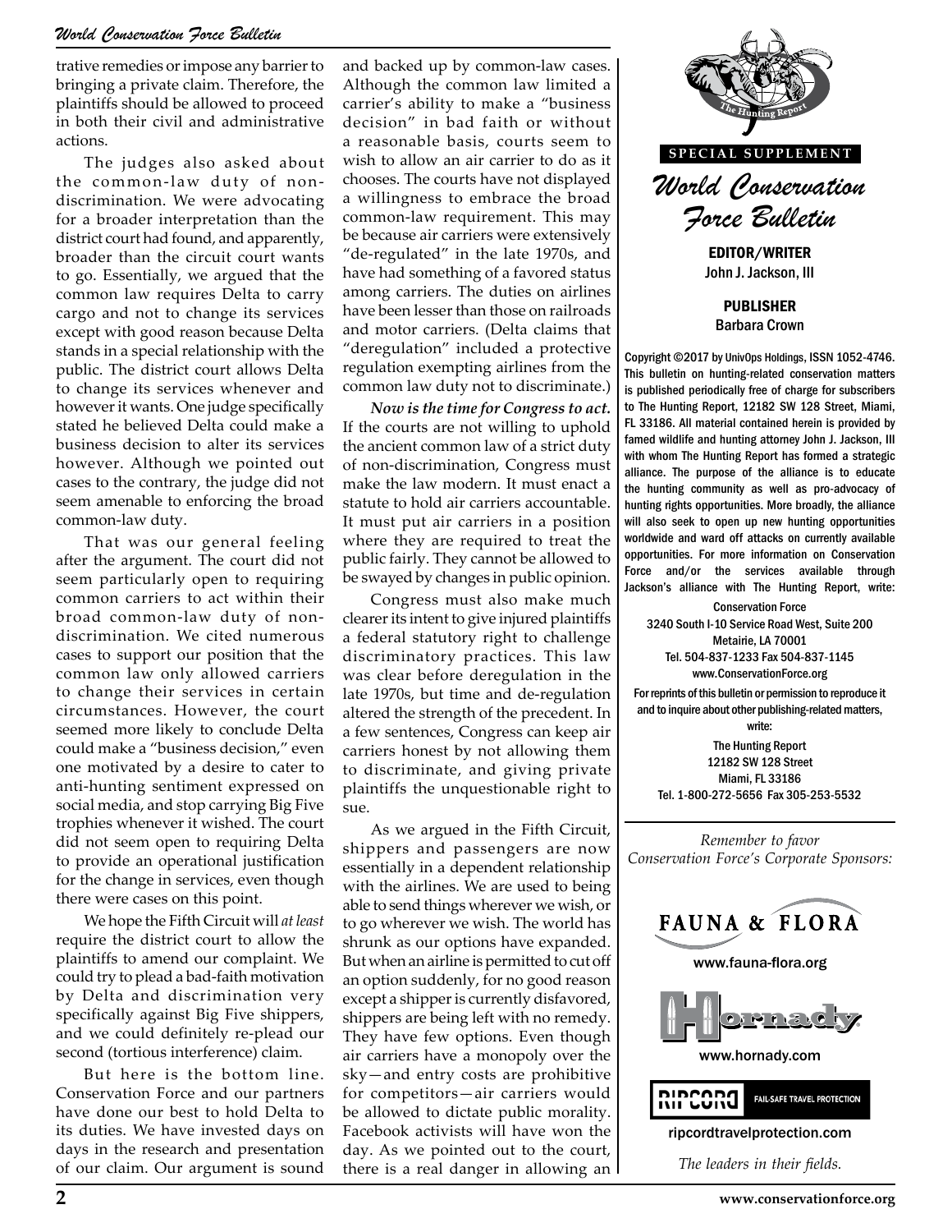trative remedies or impose any barrier to bringing a private claim. Therefore, the plaintiffs should be allowed to proceed in both their civil and administrative actions.

The judges also asked about the common-law duty of non-discrimination. We were advocating for a broader interpretation than the district court had found, and apparently, broader than the circuit court wants to go. Essentially, we argued that the common law requires Delta to carry cargo and not to change its services except with good reason because Delta stands in a special relationship with the public. The district court allows Delta to change its services whenever and however it wants. One judge specifically stated he believed Delta could make a business decision to alter its services however. Although we pointed out cases to the contrary, the judge did not seem amenable to enforcing the broad common-law duty.

That was our general feeling after the argument. The court did not seem particularly open to requiring common carriers to act within their broad common-law duty of non-discrimination. We cited numerous cases to support our position that the common law only allowed carriers to change their services in certain circumstances. However, the court seemed more likely to conclude Delta could make a "business decision," even one motivated by a desire to cater to anti-hunting sentiment expressed on social media, and stop carrying Big Five trophies whenever it wished. The court did not seem open to requiring Delta to provide an operational justification for the change in services, even though there were cases on this point.

We hope the Fifth Circuit will *at least* require the district court to allow the plaintiffs to amend our complaint. We could try to plead a bad-faith motivation by Delta and discrimination very specifically against Big Five shippers, and we could definitely re-plead our second (tortious interference) claim.

But here is the bottom line. Conservation Force and our partners have done our best to hold Delta to its duties. We have invested days on days in the research and presentation of our claim. Our argument is sound and backed up by common-law cases. Although the common law limited a carrier's ability to make a "business decision" in bad faith or without a reasonable basis, courts seem to wish to allow an air carrier to do as it chooses. The courts have not displayed a willingness to embrace the broad common-law requirement. This may be because air carriers were extensively "de-regulated" in the late 1970s, and have had something of a favored status among carriers. The duties on airlines have been lesser than those on railroads and motor carriers. (Delta claims that "deregulation" included a protective regulation exempting airlines from the common law duty not to discriminate.)

***Now is the time for Congress to act.*** If the courts are not willing to uphold the ancient common law of a strict duty of non-discrimination, Congress must make the law modern. It must enact a statute to hold air carriers accountable. It must put air carriers in a position where they are required to treat the public fairly. They cannot be allowed to be swayed by changes in public opinion.

Congress must also make much clearer its intent to give injured plaintiffs a federal statutory right to challenge discriminatory practices. This law was clear before deregulation in the late 1970s, but time and de-regulation altered the strength of the precedent. In a few sentences, Congress can keep air carriers honest by not allowing them to discriminate, and giving private plaintiffs the unquestionable right to sue.

As we argued in the Fifth Circuit, shippers and passengers are now essentially in a dependent relationship with the airlines. We are used to being able to send things wherever we wish, or to go wherever we wish. The world has shrunk as our options have expanded. But when an airline is permitted to cut off an option suddenly, for no good reason except a shipper is currently disfavored, shippers are being left with no remedy. They have few options. Even though air carriers have a monopoly over the sky—and entry costs are prohibitive for competitors—air carriers would be allowed to dictate public morality. Facebook activists will have won the day. As we pointed out to the court, there is a real danger in allowing an

---

**SPECIAL SUPPLEMENT**

# *World Conservation Force Bulletin*

**EDITOR/WRITER**
John J. Jackson, III

**PUBLISHER**
Barbara Crown

Copyright ©2017 by UnivOps Holdings, ISSN 1052-4746. This bulletin on hunting-related conservation matters is published periodically free of charge for subscribers to The Hunting Report, 12182 SW 128 Street, Miami, FL 33186. All material contained herein is provided by famed wildlife and hunting attorney John J. Jackson, III with whom The Hunting Report has formed a strategic alliance. The purpose of the alliance is to educate the hunting community as well as pro-advocacy of hunting rights opportunities. More broadly, the alliance will also seek to open up new hunting opportunities worldwide and ward off attacks on currently available opportunities. For more information on Conservation Force and/or the services available through Jackson's alliance with The Hunting Report, write:

Conservation Force
3240 South I-10 Service Road West, Suite 200
Metairie, LA 70001
Tel. 504-837-1233 Fax 504-837-1145
www.ConservationForce.org

For reprints of this bulletin or permission to reproduce it and to inquire about other publishing-related matters, write:

The Hunting Report
12182 SW 128 Street
Miami, FL 33186
Tel. 1-800-272-5656 Fax 305-253-5532

*Remember to favor Conservation Force's Corporate Sponsors:*

FAUNA & FLORA
www.fauna-flora.org

Hornady
www.hornady.com

RIPCORD FAIL-SAFE TRAVEL PROTECTION
ripcordtravelprotection.com

*The leaders in their fields.*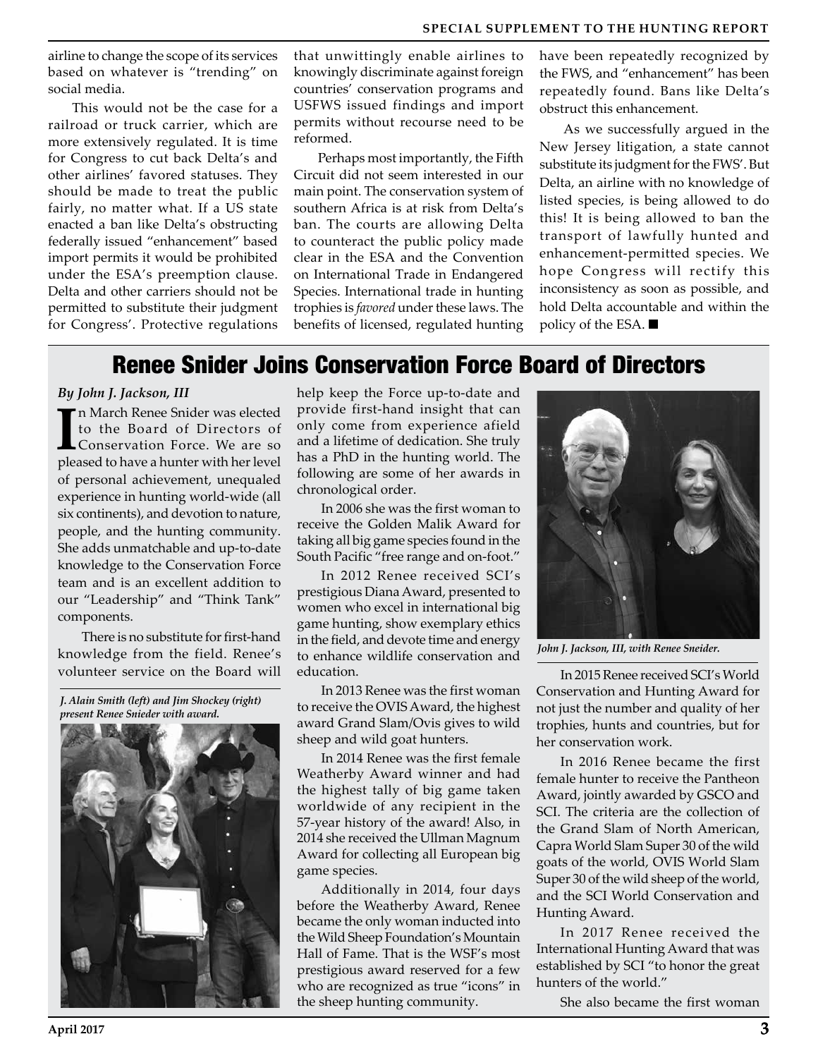airline to change the scope of its services based on whatever is "trending" on social media.

This would not be the case for a railroad or truck carrier, which are more extensively regulated. It is time for Congress to cut back Delta's and other airlines' favored statuses. They should be made to treat the public fairly, no matter what. If a US state enacted a ban like Delta's obstructing federally issued "enhancement" based import permits it would be prohibited under the ESA's preemption clause. Delta and other carriers should not be permitted to substitute their judgment for Congress'. Protective regulations that unwittingly enable airlines to knowingly discriminate against foreign countries' conservation programs and USFWS issued findings and import permits without recourse need to be reformed.

Perhaps most importantly, the Fifth Circuit did not seem interested in our main point. The conservation system of southern Africa is at risk from Delta's ban. The courts are allowing Delta to counteract the public policy made clear in the ESA and the Convention on International Trade in Endangered Species. International trade in hunting trophies is *favored* under these laws. The benefits of licensed, regulated hunting have been repeatedly recognized by the FWS, and "enhancement" has been repeatedly found. Bans like Delta's obstruct this enhancement.

As we successfully argued in the New Jersey litigation, a state cannot substitute its judgment for the FWS'. But Delta, an airline with no knowledge of listed species, is being allowed to do this! It is being allowed to ban the transport of lawfully hunted and enhancement-permitted species. We hope Congress will rectify this inconsistency as soon as possible, and hold Delta accountable and within the policy of the ESA. ■

## Renee Snider Joins Conservation Force Board of Directors

*By John J. Jackson, III*

In March Renee Snider was elected to the Board of Directors of Conservation Force. We are so pleased to have a hunter with her level of personal achievement, unequaled experience in hunting world-wide (all six continents), and devotion to nature, people, and the hunting community. She adds unmatchable and up-to-date knowledge to the Conservation Force team and is an excellent addition to our "Leadership" and "Think Tank" components.

There is no substitute for first-hand knowledge from the field. Renee's volunteer service on the Board will help keep the Force up-to-date and provide first-hand insight that can only come from experience afield and a lifetime of dedication. She truly has a PhD in the hunting world. The following are some of her awards in chronological order.

*J. Alain Smith (left) and Jim Shockey (right) present Renee Snieder with award.*

In 2006 she was the first woman to receive the Golden Malik Award for taking all big game species found in the South Pacific "free range and on-foot."

In 2012 Renee received SCI's prestigious Diana Award, presented to women who excel in international big game hunting, show exemplary ethics in the field, and devote time and energy to enhance wildlife conservation and education.

In 2013 Renee was the first woman to receive the OVIS Award, the highest award Grand Slam/Ovis gives to wild sheep and wild goat hunters.

In 2014 Renee was the first female Weatherby Award winner and had the highest tally of big game taken worldwide of any recipient in the 57-year history of the award! Also, in 2014 she received the Ullman Magnum Award for collecting all European big game species.

Additionally in 2014, four days before the Weatherby Award, Renee became the only woman inducted into the Wild Sheep Foundation's Mountain Hall of Fame. That is the WSF's most prestigious award reserved for a few who are recognized as true "icons" in the sheep hunting community.

*John J. Jackson, III, with Renee Sneider.*

In 2015 Renee received SCI's World Conservation and Hunting Award for not just the number and quality of her trophies, hunts and countries, but for her conservation work.

In 2016 Renee became the first female hunter to receive the Pantheon Award, jointly awarded by GSCO and SCI. The criteria are the collection of the Grand Slam of North American, Capra World Slam Super 30 of the wild goats of the world, OVIS World Slam Super 30 of the wild sheep of the world, and the SCI World Conservation and Hunting Award.

In 2017 Renee received the International Hunting Award that was established by SCI "to honor the great hunters of the world."

She also became the first woman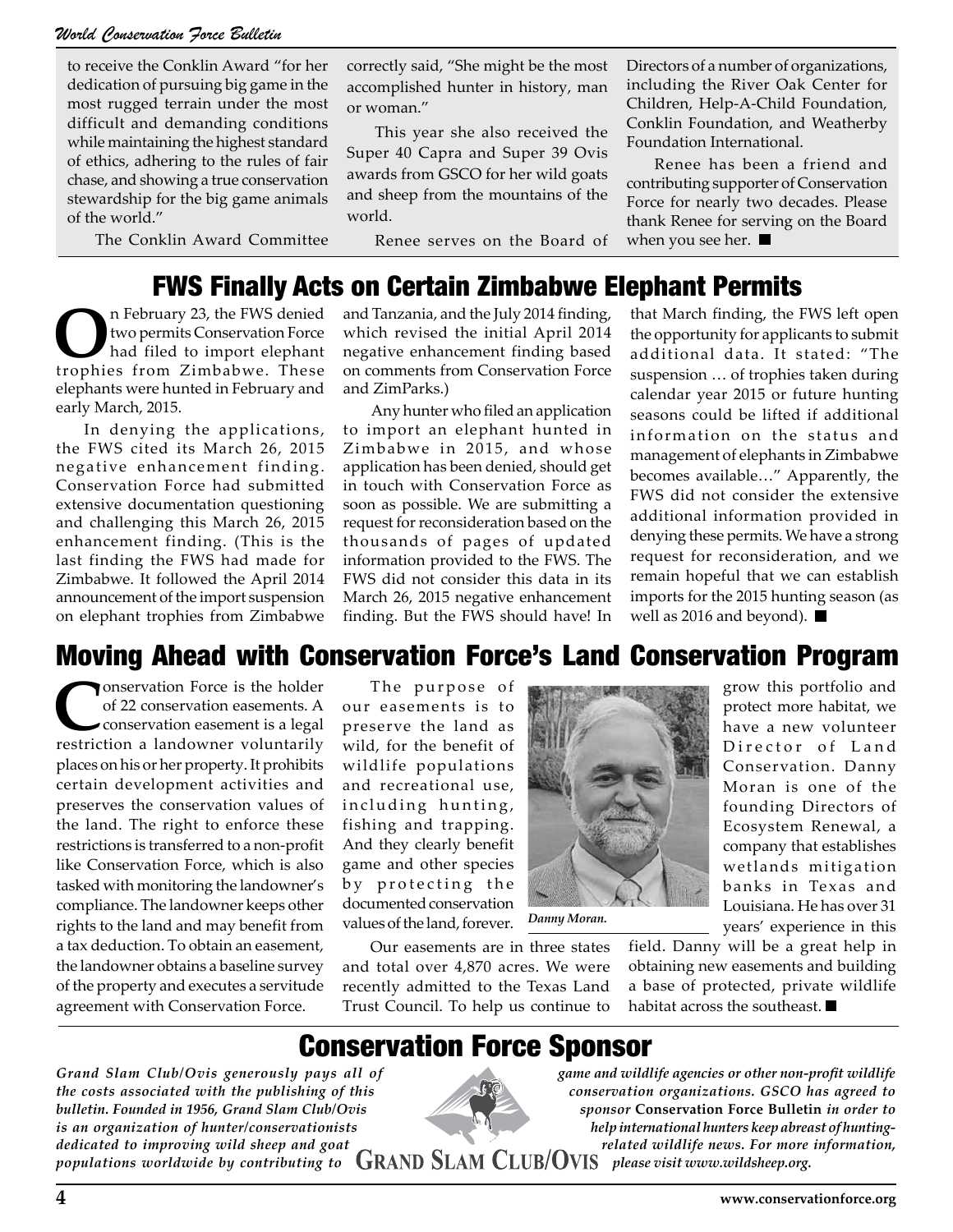to receive the Conklin Award "for her dedication of pursuing big game in the most rugged terrain under the most difficult and demanding conditions while maintaining the highest standard of ethics, adhering to the rules of fair chase, and showing a true conservation stewardship for the big game animals of the world."

The Conklin Award Committee correctly said, "She might be the most accomplished hunter in history, man or woman."

This year she also received the Super 40 Capra and Super 39 Ovis awards from GSCO for her wild goats and sheep from the mountains of the world.

Renee serves on the Board of Directors of a number of organizations, including the River Oak Center for Children, Help-A-Child Foundation, Conklin Foundation, and Weatherby Foundation International.

Renee has been a friend and contributing supporter of Conservation Force for nearly two decades. Please thank Renee for serving on the Board when you see her. ■

## FWS Finally Acts on Certain Zimbabwe Elephant Permits

On February 23, the FWS denied two permits Conservation Force had filed to import elephant trophies from Zimbabwe. These elephants were hunted in February and early March, 2015.

In denying the applications, the FWS cited its March 26, 2015 negative enhancement finding. Conservation Force had submitted extensive documentation questioning and challenging this March 26, 2015 enhancement finding. (This is the last finding the FWS had made for Zimbabwe. It followed the April 2014 announcement of the import suspension on elephant trophies from Zimbabwe and Tanzania, and the July 2014 finding, which revised the initial April 2014 negative enhancement finding based on comments from Conservation Force and ZimParks.)

Any hunter who filed an application to import an elephant hunted in Zimbabwe in 2015, and whose application has been denied, should get in touch with Conservation Force as soon as possible. We are submitting a request for reconsideration based on the thousands of pages of updated information provided to the FWS. The FWS did not consider this data in its March 26, 2015 negative enhancement finding. But the FWS should have! In that March finding, the FWS left open the opportunity for applicants to submit additional data. It stated: "The suspension … of trophies taken during calendar year 2015 or future hunting seasons could be lifted if additional information on the status and management of elephants in Zimbabwe becomes available…" Apparently, the FWS did not consider the extensive additional information provided in denying these permits. We have a strong request for reconsideration, and we remain hopeful that we can establish imports for the 2015 hunting season (as well as 2016 and beyond). ■

## Moving Ahead with Conservation Force's Land Conservation Program

Conservation Force is the holder of 22 conservation easements. A conservation easement is a legal restriction a landowner voluntarily places on his or her property. It prohibits certain development activities and preserves the conservation values of the land. The right to enforce these restrictions is transferred to a non-profit like Conservation Force, which is also tasked with monitoring the landowner's compliance. The landowner keeps other rights to the land and may benefit from a tax deduction. To obtain an easement, the landowner obtains a baseline survey of the property and executes a servitude agreement with Conservation Force.

The purpose of our easements is to preserve the land as wild, for the benefit of wildlife populations and recreational use, including hunting, fishing and trapping. And they clearly benefit game and other species by protecting the documented conservation values of the land, forever.

Our easements are in three states and total over 4,870 acres. We were recently admitted to the Texas Land Trust Council. To help us continue to grow this portfolio and protect more habitat, we have a new volunteer Director of Land Conservation. Danny Moran is one of the founding Directors of Ecosystem Renewal, a company that establishes wetlands mitigation banks in Texas and Louisiana. He has over 31 years' experience in this field. Danny will be a great help in obtaining new easements and building a base of protected, private wildlife habitat across the southeast. ■

*Danny Moran.*

## Conservation Force Sponsor

*Grand Slam Club/Ovis generously pays all of the costs associated with the publishing of this bulletin. Founded in 1956, Grand Slam Club/Ovis is an organization of hunter/conservationists dedicated to improving wild sheep and goat populations worldwide by contributing to game and wildlife agencies or other non-profit wildlife conservation organizations. GSCO has agreed to sponsor* ***Conservation Force Bulletin*** *in order to help international hunters keep abreast of hunting-related wildlife news. For more information, please visit www.wildsheep.org.*

GRAND SLAM CLUB/OVIS